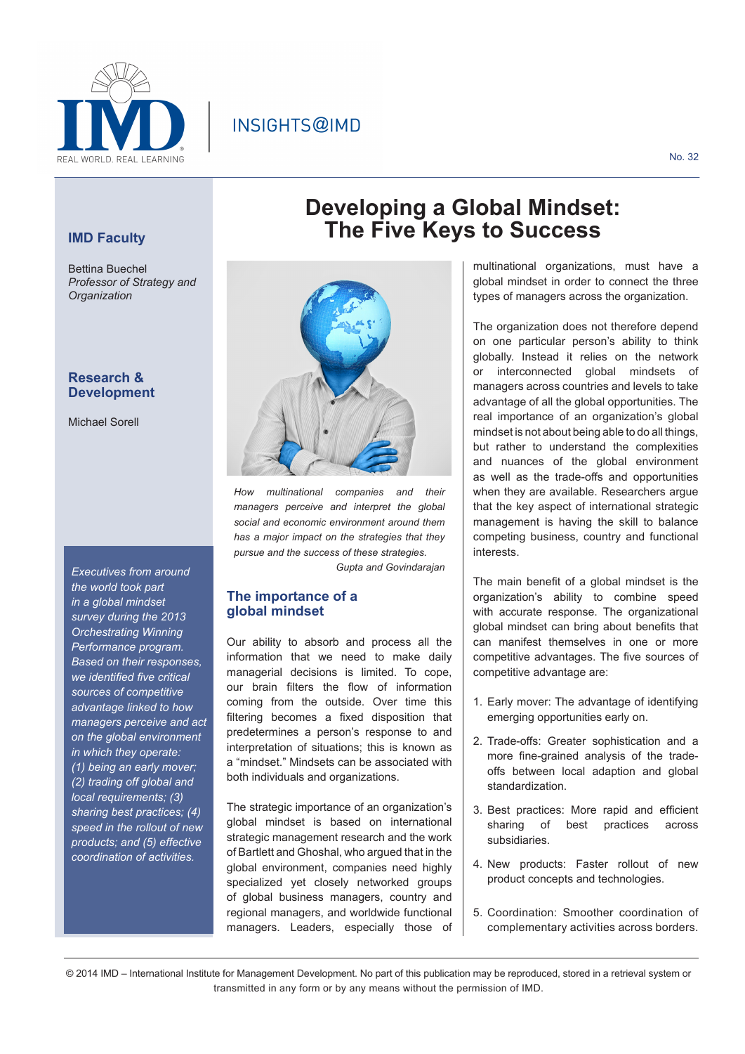IMD
REAL WORLD. REAL LEARNING

INSIGHTS@IMD

No. 32

# Developing a Global Mindset: The Five Keys to Success

**IMD Faculty**

Bettina Buechel
*Professor of Strategy and Organization*

**Research & Development**

Michael Sorell

*Executives from around the world took part in a global mindset survey during the 2013 Orchestrating Winning Performance program. Based on their responses, we identified five critical sources of competitive advantage linked to how managers perceive and act on the global environment in which they operate: (1) being an early mover; (2) trading off global and local requirements; (3) sharing best practices; (4) speed in the rollout of new products; and (5) effective coordination of activities.*

*How multinational companies and their managers perceive and interpret the global social and economic environment around them has a major impact on the strategies that they pursue and the success of these strategies.*
*Gupta and Govindarajan*

## The importance of a global mindset

Our ability to absorb and process all the information that we need to make daily managerial decisions is limited. To cope, our brain filters the flow of information coming from the outside. Over time this filtering becomes a fixed disposition that predetermines a person's response to and interpretation of situations; this is known as a "mindset." Mindsets can be associated with both individuals and organizations.

The strategic importance of an organization's global mindset is based on international strategic management research and the work of Bartlett and Ghoshal, who argued that in the global environment, companies need highly specialized yet closely networked groups of global business managers, country and regional managers, and worldwide functional managers. Leaders, especially those of multinational organizations, must have a global mindset in order to connect the three types of managers across the organization.

The organization does not therefore depend on one particular person's ability to think globally. Instead it relies on the network or interconnected global mindsets of managers across countries and levels to take advantage of all the global opportunities. The real importance of an organization's global mindset is not about being able to do all things, but rather to understand the complexities and nuances of the global environment as well as the trade-offs and opportunities when they are available. Researchers argue that the key aspect of international strategic management is having the skill to balance competing business, country and functional interests.

The main benefit of a global mindset is the organization's ability to combine speed with accurate response. The organizational global mindset can bring about benefits that can manifest themselves in one or more competitive advantages. The five sources of competitive advantage are:

1. Early mover: The advantage of identifying emerging opportunities early on.
2. Trade-offs: Greater sophistication and a more fine-grained analysis of the trade-offs between local adaption and global standardization.
3. Best practices: More rapid and efficient sharing of best practices across subsidiaries.
4. New products: Faster rollout of new product concepts and technologies.
5. Coordination: Smoother coordination of complementary activities across borders.

© 2014 IMD – International Institute for Management Development. No part of this publication may be reproduced, stored in a retrieval system or transmitted in any form or by any means without the permission of IMD.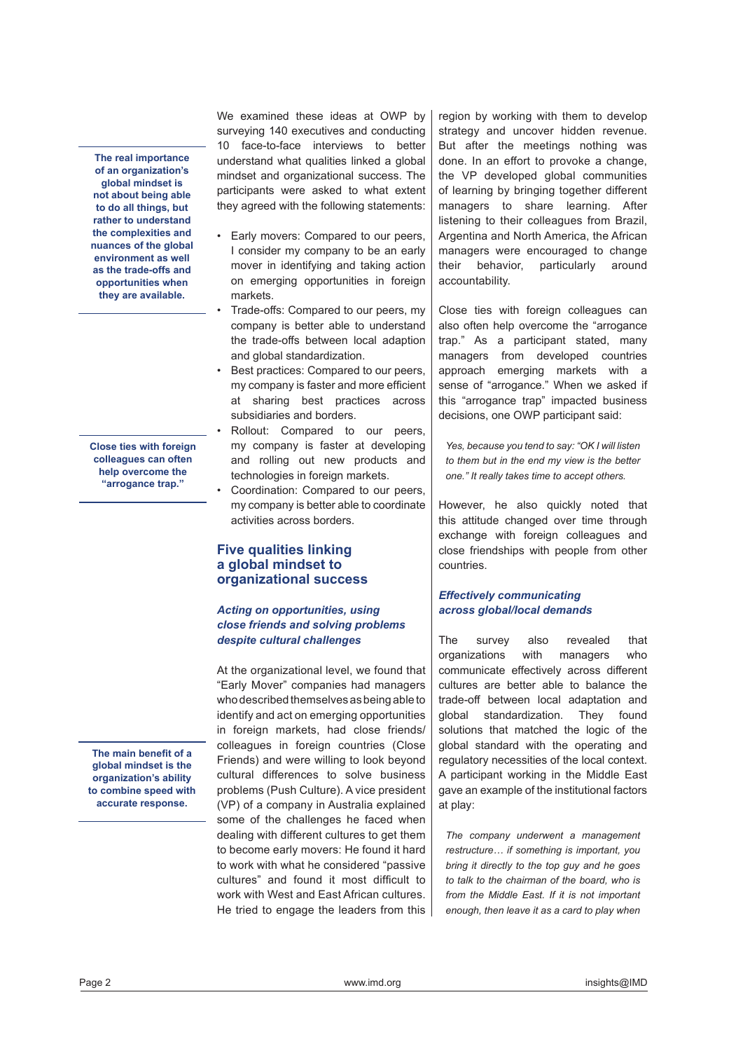We examined these ideas at OWP by surveying 140 executives and conducting 10 face-to-face interviews to better understand what qualities linked a global mindset and organizational success. The participants were asked to what extent they agreed with the following statements:

- Early movers: Compared to our peers, I consider my company to be an early mover in identifying and taking action on emerging opportunities in foreign markets.
- Trade-offs: Compared to our peers, my company is better able to understand the trade-offs between local adaption and global standardization.
- Best practices: Compared to our peers, my company is faster and more efficient at sharing best practices across subsidiaries and borders.
- Rollout: Compared to our peers, my company is faster at developing and rolling out new products and technologies in foreign markets.
- Coordination: Compared to our peers, my company is better able to coordinate activities across borders.

**The real importance of an organization's global mindset is not about being able to do all things, but rather to understand the complexities and nuances of the global environment as well as the trade-offs and opportunities when they are available.**

## Five qualities linking a global mindset to organizational success

### *Acting on opportunities, using close friends and solving problems despite cultural challenges*

At the organizational level, we found that "Early Mover" companies had managers who described themselves as being able to identify and act on emerging opportunities in foreign markets, had close friends/colleagues in foreign countries (Close Friends) and were willing to look beyond cultural differences to solve business problems (Push Culture). A vice president (VP) of a company in Australia explained some of the challenges he faced when dealing with different cultures to get them to become early movers: He found it hard to work with what he considered "passive cultures" and found it most difficult to work with West and East African cultures. He tried to engage the leaders from this region by working with them to develop strategy and uncover hidden revenue. But after the meetings nothing was done. In an effort to provoke a change, the VP developed global communities of learning by bringing together different managers to share learning. After listening to their colleagues from Brazil, Argentina and North America, the African managers were encouraged to change their behavior, particularly around accountability.

**The main benefit of a global mindset is the organization's ability to combine speed with accurate response.**

Close ties with foreign colleagues can also often help overcome the "arrogance trap." As a participant stated, many managers from developed countries approach emerging markets with a sense of "arrogance." When we asked if this "arrogance trap" impacted business decisions, one OWP participant said:

> *Yes, because you tend to say: "OK I will listen to them but in the end my view is the better one." It really takes time to accept others.*

**Close ties with foreign colleagues can often help overcome the "arrogance trap."**

However, he also quickly noted that this attitude changed over time through exchange with foreign colleagues and close friendships with people from other countries.

### *Effectively communicating across global/local demands*

The survey also revealed that organizations with managers who communicate effectively across different cultures are better able to balance the trade-off between local adaptation and global standardization. They found solutions that matched the logic of the global standard with the operating and regulatory necessities of the local context. A participant working in the Middle East gave an example of the institutional factors at play:

> *The company underwent a management restructure… if something is important, you bring it directly to the top guy and he goes to talk to the chairman of the board, who is from the Middle East. If it is not important enough, then leave it as a card to play when*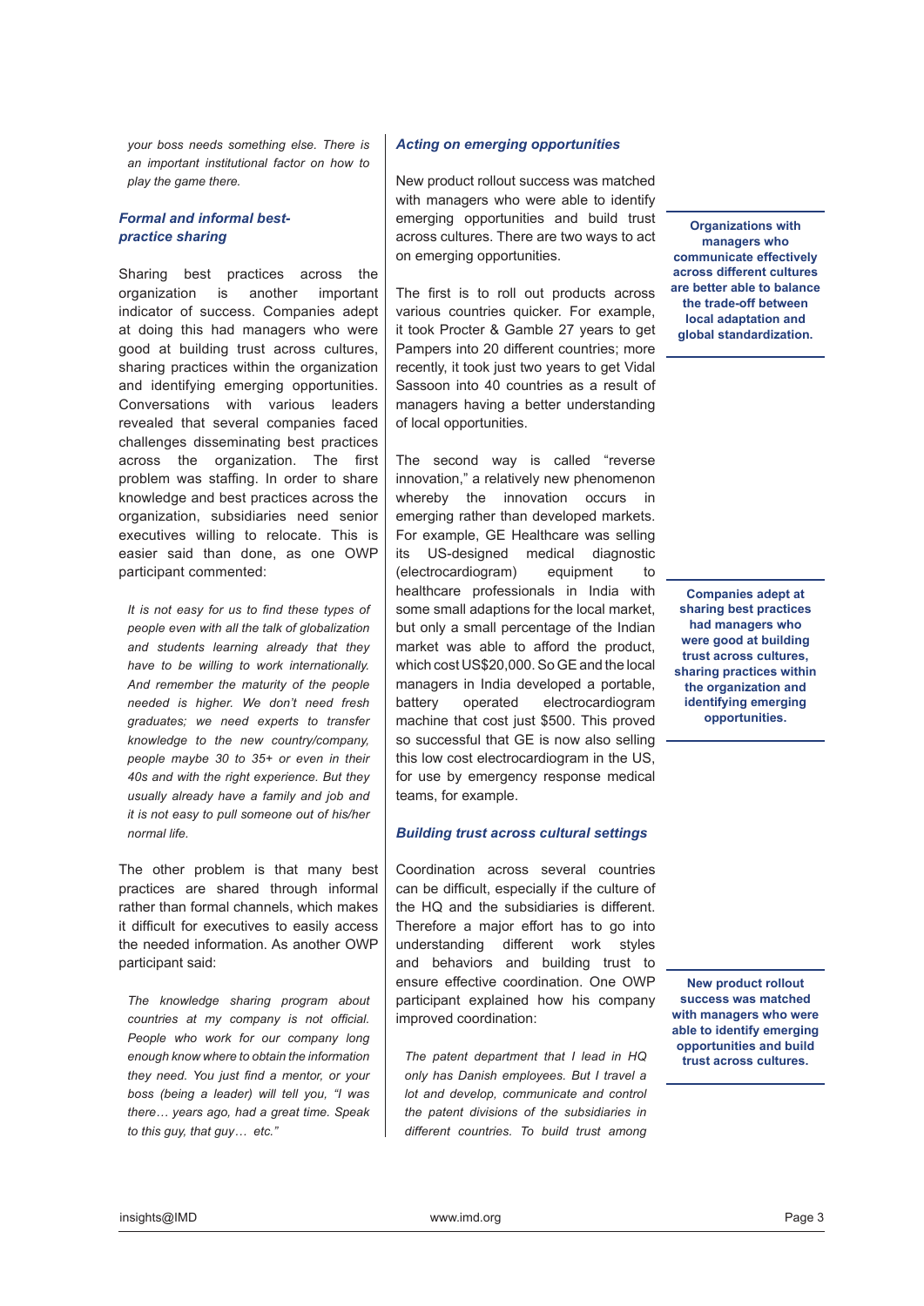*your boss needs something else. There is an important institutional factor on how to play the game there.*

### *Formal and informal best-practice sharing*

Sharing best practices across the organization is another important indicator of success. Companies adept at doing this had managers who were good at building trust across cultures, sharing practices within the organization and identifying emerging opportunities. Conversations with various leaders revealed that several companies faced challenges disseminating best practices across the organization. The first problem was staffing. In order to share knowledge and best practices across the organization, subsidiaries need senior executives willing to relocate. This is easier said than done, as one OWP participant commented:

*It is not easy for us to find these types of people even with all the talk of globalization and students learning already that they have to be willing to work internationally. And remember the maturity of the people needed is higher. We don't need fresh graduates; we need experts to transfer knowledge to the new country/company, people maybe 30 to 35+ or even in their 40s and with the right experience. But they usually already have a family and job and it is not easy to pull someone out of his/her normal life.*

The other problem is that many best practices are shared through informal rather than formal channels, which makes it difficult for executives to easily access the needed information. As another OWP participant said:

*The knowledge sharing program about countries at my company is not official. People who work for our company long enough know where to obtain the information they need. You just find a mentor, or your boss (being a leader) will tell you, "I was there… years ago, had a great time. Speak to this guy, that guy… etc."*

### *Acting on emerging opportunities*

New product rollout success was matched with managers who were able to identify emerging opportunities and build trust across cultures. There are two ways to act on emerging opportunities.

The first is to roll out products across various countries quicker. For example, it took Procter & Gamble 27 years to get Pampers into 20 different countries; more recently, it took just two years to get Vidal Sassoon into 40 countries as a result of managers having a better understanding of local opportunities.

The second way is called "reverse innovation," a relatively new phenomenon whereby the innovation occurs in emerging rather than developed markets. For example, GE Healthcare was selling its US-designed medical diagnostic (electrocardiogram) equipment to healthcare professionals in India with some small adaptions for the local market, but only a small percentage of the Indian market was able to afford the product, which cost US$20,000. So GE and the local managers in India developed a portable, battery operated electrocardiogram machine that cost just $500. This proved so successful that GE is now also selling this low cost electrocardiogram in the US, for use by emergency response medical teams, for example.

### *Building trust across cultural settings*

Coordination across several countries can be difficult, especially if the culture of the HQ and the subsidiaries is different. Therefore a major effort has to go into understanding different work styles and behaviors and building trust to ensure effective coordination. One OWP participant explained how his company improved coordination:

*The patent department that I lead in HQ only has Danish employees. But I travel a lot and develop, communicate and control the patent divisions of the subsidiaries in different countries. To build trust among*

**Organizations with managers who communicate effectively across different cultures are better able to balance the trade-off between local adaptation and global standardization.**

**Companies adept at sharing best practices had managers who were good at building trust across cultures, sharing practices within the organization and identifying emerging opportunities.**

**New product rollout success was matched with managers who were able to identify emerging opportunities and build trust across cultures.**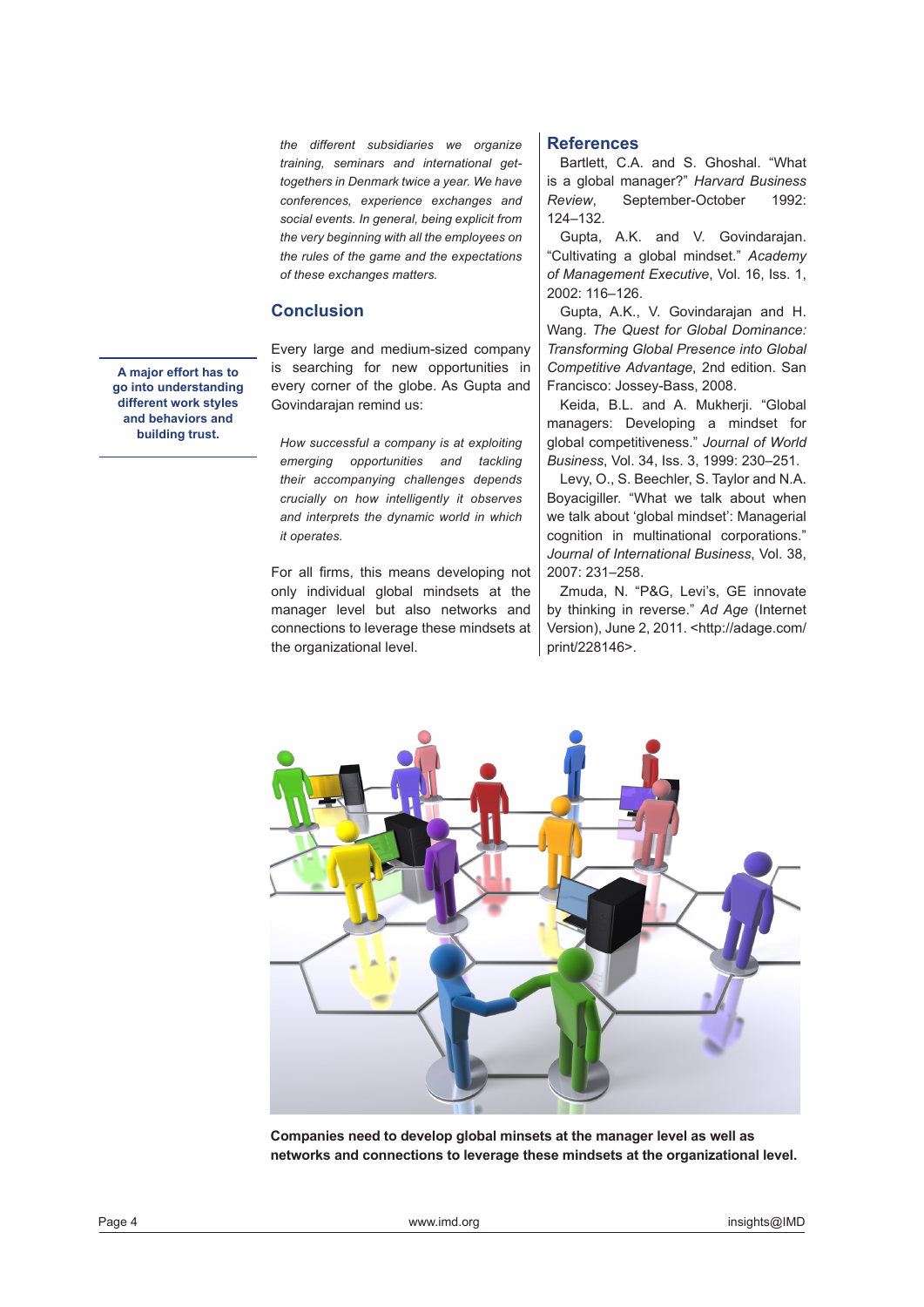*the different subsidiaries we organize training, seminars and international get-togethers in Denmark twice a year. We have conferences, experience exchanges and social events. In general, being explicit from the very beginning with all the employees on the rules of the game and the expectations of these exchanges matters.*

**A major effort has to go into understanding different work styles and behaviors and building trust.**

## Conclusion

Every large and medium-sized company is searching for new opportunities in every corner of the globe. As Gupta and Govindarajan remind us:

> *How successful a company is at exploiting emerging opportunities and tackling their accompanying challenges depends crucially on how intelligently it observes and interprets the dynamic world in which it operates.*

For all firms, this means developing not only individual global mindsets at the manager level but also networks and connections to leverage these mindsets at the organizational level.

## References

Bartlett, C.A. and S. Ghoshal. "What is a global manager?" *Harvard Business Review*, September-October 1992: 124–132.

Gupta, A.K. and V. Govindarajan. "Cultivating a global mindset." *Academy of Management Executive*, Vol. 16, Iss. 1, 2002: 116–126.

Gupta, A.K., V. Govindarajan and H. Wang. *The Quest for Global Dominance: Transforming Global Presence into Global Competitive Advantage*, 2nd edition. San Francisco: Jossey-Bass, 2008.

Keida, B.L. and A. Mukherji. "Global managers: Developing a mindset for global competitiveness." *Journal of World Business*, Vol. 34, Iss. 3, 1999: 230–251.

Levy, O., S. Beechler, S. Taylor and N.A. Boyacigiller. "What we talk about when we talk about 'global mindset': Managerial cognition in multinational corporations." *Journal of International Business*, Vol. 38, 2007: 231–258.

Zmuda, N. "P&G, Levi's, GE innovate by thinking in reverse." *Ad Age* (Internet Version), June 2, 2011. <http://adage.com/print/228146>.

**Companies need to develop global minsets at the manager level as well as networks and connections to leverage these mindsets at the organizational level.**